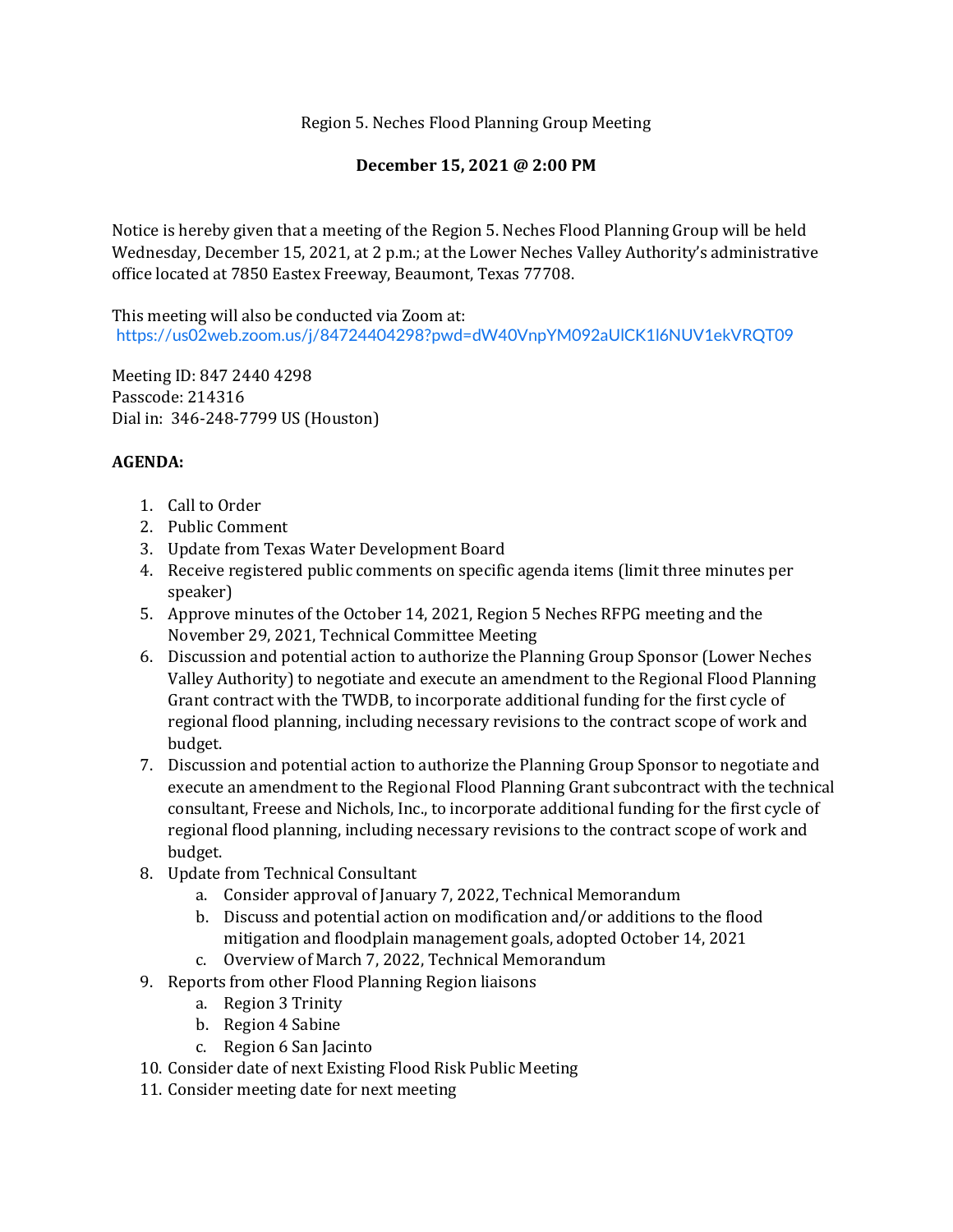Region 5. Neches Flood Planning Group Meeting

**December 15, 2021 @ 2:00 PM**

Notice is hereby given that a meeting of the Region 5. Neches Flood Planning Group will be held Wednesday, December 15, 2021, at 2 p.m.; at the Lower Neches Valley Authority's administrative office located at 7850 Eastex Freeway, Beaumont, Texas 77708.

This meeting will also be conducted via Zoom at:
https://us02web.zoom.us/j/84724404298?pwd=dW40VnpYM092aUlCK1I6NUV1ekVRQT09

Meeting ID: 847 2440 4298
Passcode: 214316
Dial in: 346-248-7799 US (Houston)

**AGENDA:**

1. Call to Order
2. Public Comment
3. Update from Texas Water Development Board
4. Receive registered public comments on specific agenda items (limit three minutes per speaker)
5. Approve minutes of the October 14, 2021, Region 5 Neches RFPG meeting and the November 29, 2021, Technical Committee Meeting
6. Discussion and potential action to authorize the Planning Group Sponsor (Lower Neches Valley Authority) to negotiate and execute an amendment to the Regional Flood Planning Grant contract with the TWDB, to incorporate additional funding for the first cycle of regional flood planning, including necessary revisions to the contract scope of work and budget.
7. Discussion and potential action to authorize the Planning Group Sponsor to negotiate and execute an amendment to the Regional Flood Planning Grant subcontract with the technical consultant, Freese and Nichols, Inc., to incorporate additional funding for the first cycle of regional flood planning, including necessary revisions to the contract scope of work and budget.
8. Update from Technical Consultant
    a. Consider approval of January 7, 2022, Technical Memorandum
    b. Discuss and potential action on modification and/or additions to the flood mitigation and floodplain management goals, adopted October 14, 2021
    c. Overview of March 7, 2022, Technical Memorandum
9. Reports from other Flood Planning Region liaisons
    a. Region 3 Trinity
    b. Region 4 Sabine
    c. Region 6 San Jacinto
10. Consider date of next Existing Flood Risk Public Meeting
11. Consider meeting date for next meeting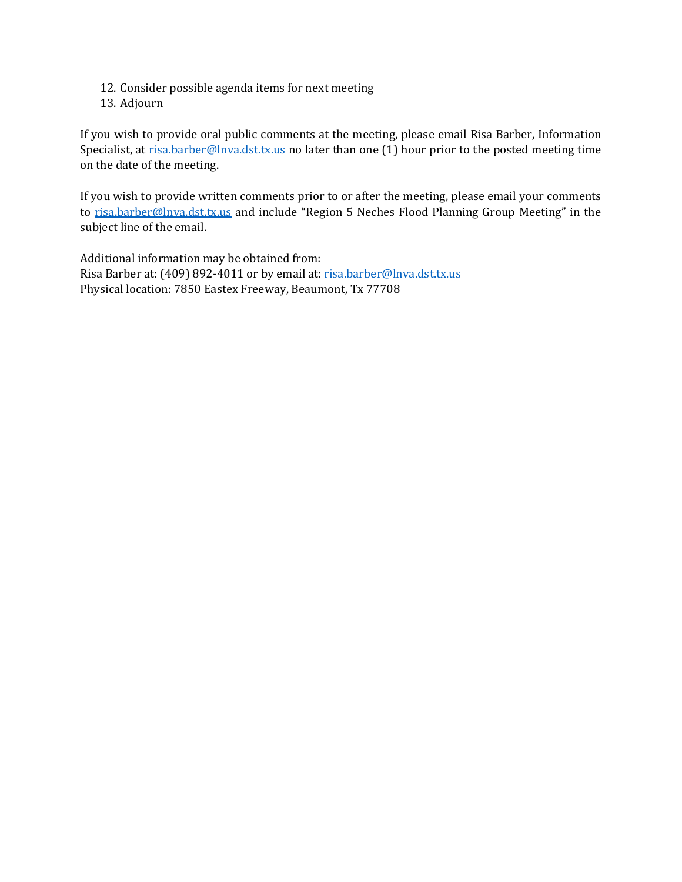12. Consider possible agenda items for next meeting
13. Adjourn

If you wish to provide oral public comments at the meeting, please email Risa Barber, Information Specialist, at risa.barber@lnva.dst.tx.us no later than one (1) hour prior to the posted meeting time on the date of the meeting.

If you wish to provide written comments prior to or after the meeting, please email your comments to risa.barber@lnva.dst.tx.us and include "Region 5 Neches Flood Planning Group Meeting" in the subject line of the email.

Additional information may be obtained from:
Risa Barber at: (409) 892-4011 or by email at: risa.barber@lnva.dst.tx.us
Physical location: 7850 Eastex Freeway, Beaumont, Tx 77708